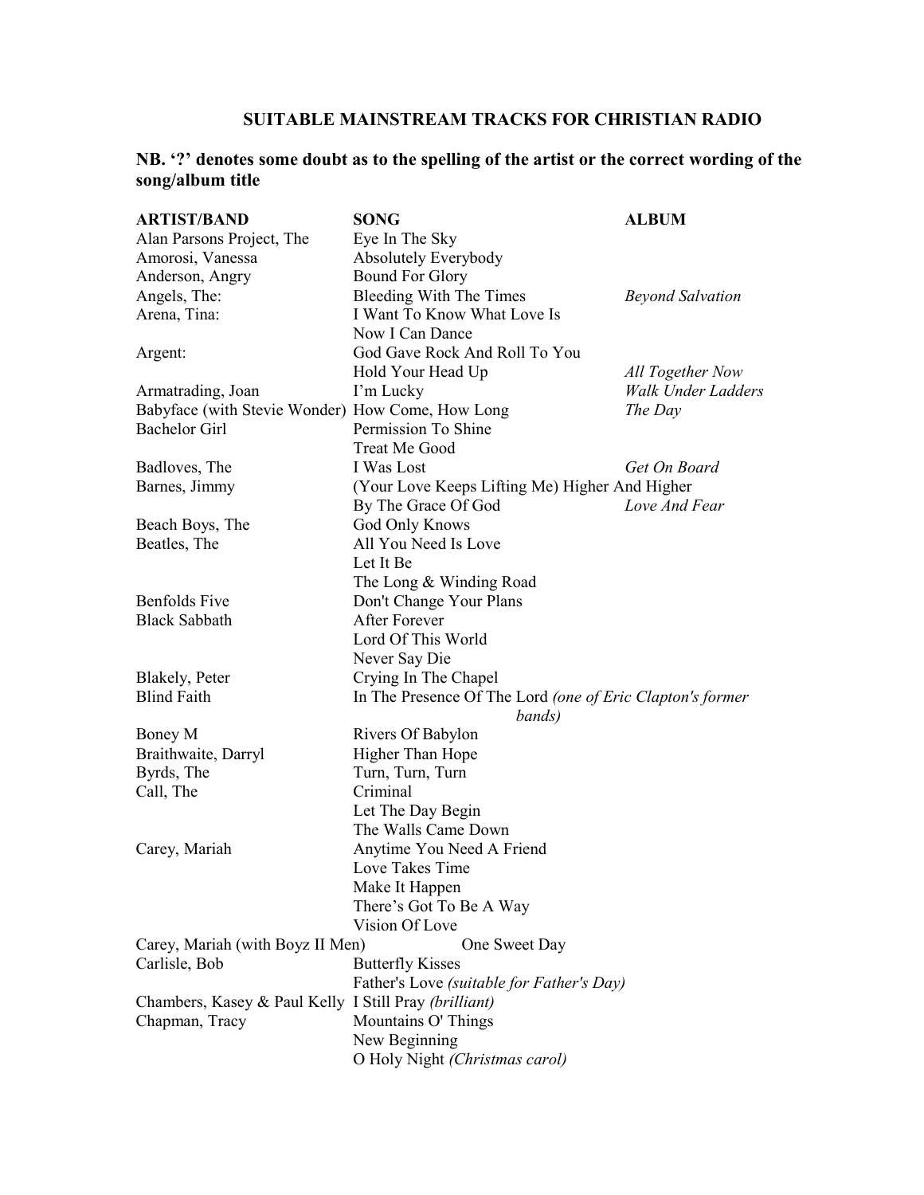## SUITABLE MAINSTREAM TRACKS FOR CHRISTIAN RADIO

**NB. '?' denotes some doubt as to the spelling of the artist or the correct wording of the song/album title**

| ARTIST/BAND | SONG | ALBUM |
|---|---|---|
| Alan Parsons Project, The | Eye In The Sky | |
| Amorosi, Vanessa | Absolutely Everybody | |
| Anderson, Angry | Bound For Glory | |
| Angels, The: | Bleeding With The Times | *Beyond Salvation* |
| Arena, Tina: | I Want To Know What Love Is | |
| | Now I Can Dance | |
| Argent: | God Gave Rock And Roll To You | |
| | Hold Your Head Up | *All Together Now* |
| Armatrading, Joan | I'm Lucky | *Walk Under Ladders* |
| Babyface (with Stevie Wonder) | How Come, How Long | *The Day* |
| Bachelor Girl | Permission To Shine | |
| | Treat Me Good | |
| Badloves, The | I Was Lost | *Get On Board* |
| Barnes, Jimmy | (Your Love Keeps Lifting Me) Higher And Higher | |
| | By The Grace Of God | *Love And Fear* |
| Beach Boys, The | God Only Knows | |
| Beatles, The | All You Need Is Love | |
| | Let It Be | |
| | The Long & Winding Road | |
| Benfolds Five | Don't Change Your Plans | |
| Black Sabbath | After Forever | |
| | Lord Of This World | |
| | Never Say Die | |
| Blakely, Peter | Crying In The Chapel | |
| Blind Faith | In The Presence Of The Lord *(one of Eric Clapton's former bands)* | |
| Boney M | Rivers Of Babylon | |
| Braithwaite, Darryl | Higher Than Hope | |
| Byrds, The | Turn, Turn, Turn | |
| Call, The | Criminal | |
| | Let The Day Begin | |
| | The Walls Came Down | |
| Carey, Mariah | Anytime You Need A Friend | |
| | Love Takes Time | |
| | Make It Happen | |
| | There's Got To Be A Way | |
| | Vision Of Love | |
| Carey, Mariah (with Boyz II Men) | One Sweet Day | |
| Carlisle, Bob | Butterfly Kisses | |
| | Father's Love *(suitable for Father's Day)* | |
| Chambers, Kasey & Paul Kelly | I Still Pray *(brilliant)* | |
| Chapman, Tracy | Mountains O' Things | |
| | New Beginning | |
| | O Holy Night *(Christmas carol)* | |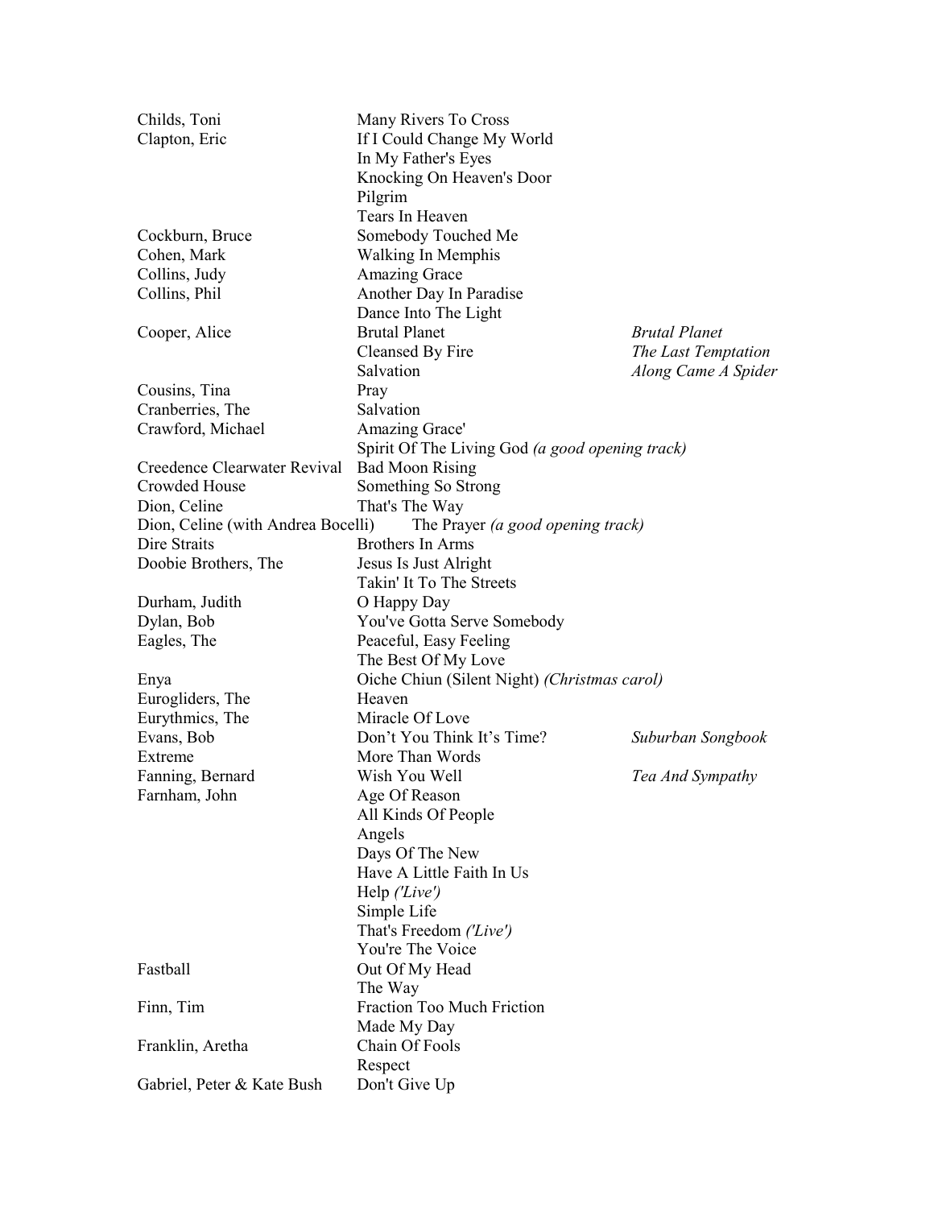| | | |
|---|---|---|
| Childs, Toni | Many Rivers To Cross | |
| Clapton, Eric | If I Could Change My World | |
| | In My Father's Eyes | |
| | Knocking On Heaven's Door | |
| | Pilgrim | |
| | Tears In Heaven | |
| Cockburn, Bruce | Somebody Touched Me | |
| Cohen, Mark | Walking In Memphis | |
| Collins, Judy | Amazing Grace | |
| Collins, Phil | Another Day In Paradise | |
| | Dance Into The Light | |
| Cooper, Alice | Brutal Planet | *Brutal Planet* |
| | Cleansed By Fire | *The Last Temptation* |
| | Salvation | *Along Came A Spider* |
| Cousins, Tina | Pray | |
| Cranberries, The | Salvation | |
| Crawford, Michael | Amazing Grace' | |
| | Spirit Of The Living God *(a good opening track)* | |
| Creedence Clearwater Revival | Bad Moon Rising | |
| Crowded House | Something So Strong | |
| Dion, Celine | That's The Way | |
| Dion, Celine (with Andrea Bocelli) | The Prayer *(a good opening track)* | |
| Dire Straits | Brothers In Arms | |
| Doobie Brothers, The | Jesus Is Just Alright | |
| | Takin' It To The Streets | |
| Durham, Judith | O Happy Day | |
| Dylan, Bob | You've Gotta Serve Somebody | |
| Eagles, The | Peaceful, Easy Feeling | |
| | The Best Of My Love | |
| Enya | Oiche Chiun (Silent Night) *(Christmas carol)* | |
| Eurogliders, The | Heaven | |
| Eurythmics, The | Miracle Of Love | |
| Evans, Bob | Don't You Think It's Time? | *Suburban Songbook* |
| Extreme | More Than Words | |
| Fanning, Bernard | Wish You Well | *Tea And Sympathy* |
| Farnham, John | Age Of Reason | |
| | All Kinds Of People | |
| | Angels | |
| | Days Of The New | |
| | Have A Little Faith In Us | |
| | Help *('Live')* | |
| | Simple Life | |
| | That's Freedom *('Live')* | |
| | You're The Voice | |
| Fastball | Out Of My Head | |
| | The Way | |
| Finn, Tim | Fraction Too Much Friction | |
| | Made My Day | |
| Franklin, Aretha | Chain Of Fools | |
| | Respect | |
| Gabriel, Peter & Kate Bush | Don't Give Up | |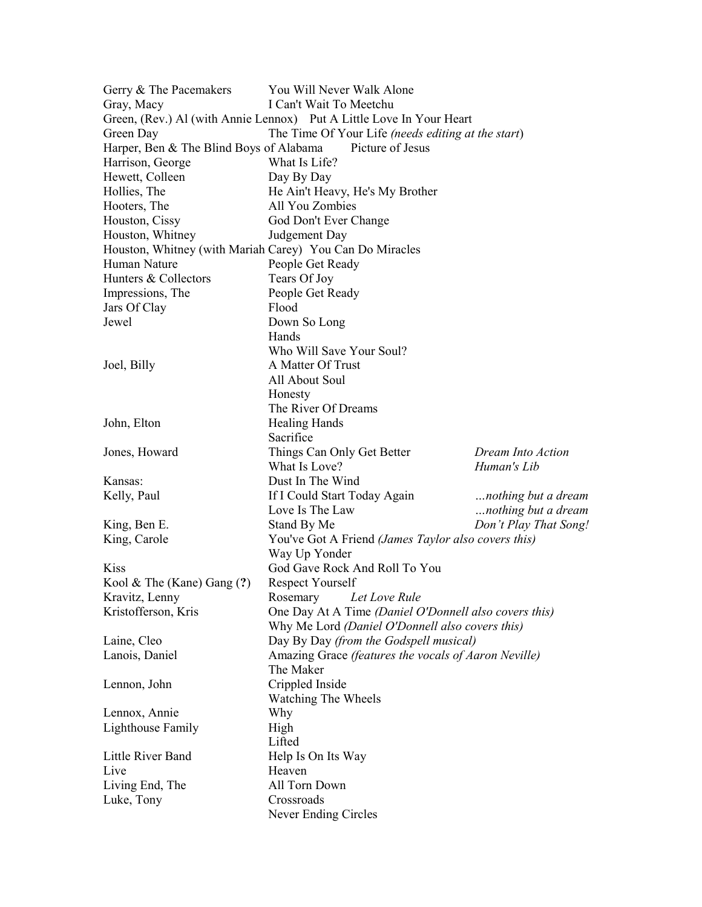| | | |
|---|---|---|
| Gerry & The Pacemakers | You Will Never Walk Alone | |
| Gray, Macy | I Can't Wait To Meetchu | |
| Green, (Rev.) Al (with Annie Lennox) | Put A Little Love In Your Heart | |
| Green Day | The Time Of Your Life *(needs editing at the start)* | |
| Harper, Ben & The Blind Boys of Alabama | Picture of Jesus | |
| Harrison, George | What Is Life? | |
| Hewett, Colleen | Day By Day | |
| Hollies, The | He Ain't Heavy, He's My Brother | |
| Hooters, The | All You Zombies | |
| Houston, Cissy | God Don't Ever Change | |
| Houston, Whitney | Judgement Day | |
| Houston, Whitney (with Mariah Carey) | You Can Do Miracles | |
| Human Nature | People Get Ready | |
| Hunters & Collectors | Tears Of Joy | |
| Impressions, The | People Get Ready | |
| Jars Of Clay | Flood | |
| Jewel | Down So Long | |
| | Hands | |
| | Who Will Save Your Soul? | |
| Joel, Billy | A Matter Of Trust | |
| | All About Soul | |
| | Honesty | |
| | The River Of Dreams | |
| John, Elton | Healing Hands | |
| | Sacrifice | |
| Jones, Howard | Things Can Only Get Better | *Dream Into Action* |
| | What Is Love? | *Human's Lib* |
| Kansas: | Dust In The Wind | |
| Kelly, Paul | If I Could Start Today Again | *…nothing but a dream* |
| | Love Is The Law | *…nothing but a dream* |
| King, Ben E. | Stand By Me | *Don't Play That Song!* |
| King, Carole | You've Got A Friend *(James Taylor also covers this)* | |
| | Way Up Yonder | |
| Kiss | God Gave Rock And Roll To You | |
| Kool & The (Kane) Gang (**?**) | Respect Yourself | |
| Kravitz, Lenny | Rosemary *Let Love Rule* | |
| Kristofferson, Kris | One Day At A Time *(Daniel O'Donnell also covers this)* | |
| | Why Me Lord *(Daniel O'Donnell also covers this)* | |
| Laine, Cleo | Day By Day *(from the Godspell musical)* | |
| Lanois, Daniel | Amazing Grace *(features the vocals of Aaron Neville)* | |
| | The Maker | |
| Lennon, John | Crippled Inside | |
| | Watching The Wheels | |
| Lennox, Annie | Why | |
| Lighthouse Family | High | |
| | Lifted | |
| Little River Band | Help Is On Its Way | |
| Live | Heaven | |
| Living End, The | All Torn Down | |
| Luke, Tony | Crossroads | |
| | Never Ending Circles | |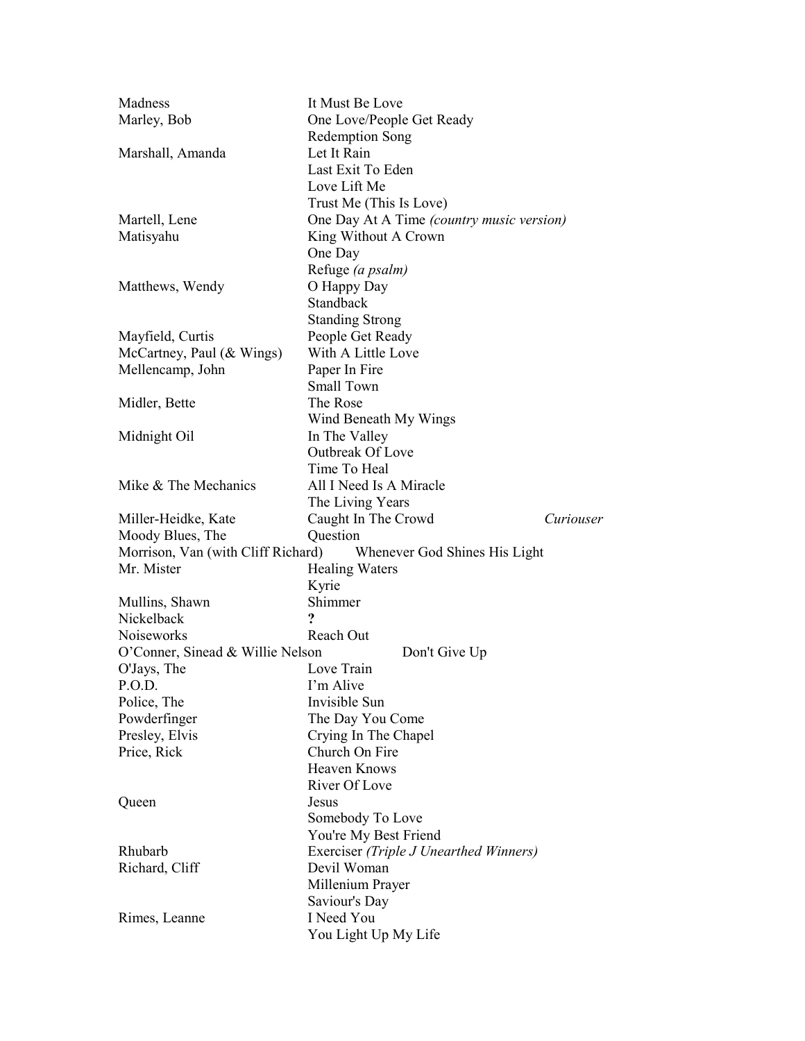| | | |
|---|---|---|
| Madness | It Must Be Love | |
| Marley, Bob | One Love/People Get Ready | |
| | Redemption Song | |
| Marshall, Amanda | Let It Rain | |
| | Last Exit To Eden | |
| | Love Lift Me | |
| | Trust Me (This Is Love) | |
| Martell, Lene | One Day At A Time *(country music version)* | |
| Matisyahu | King Without A Crown | |
| | One Day | |
| | Refuge *(a psalm)* | |
| Matthews, Wendy | O Happy Day | |
| | Standback | |
| | Standing Strong | |
| Mayfield, Curtis | People Get Ready | |
| McCartney, Paul (& Wings) | With A Little Love | |
| Mellencamp, John | Paper In Fire | |
| | Small Town | |
| Midler, Bette | The Rose | |
| | Wind Beneath My Wings | |
| Midnight Oil | In The Valley | |
| | Outbreak Of Love | |
| | Time To Heal | |
| Mike & The Mechanics | All I Need Is A Miracle | |
| | The Living Years | |
| Miller-Heidke, Kate | Caught In The Crowd | *Curiouser* |
| Moody Blues, The | Question | |
| Morrison, Van (with Cliff Richard) | Whenever God Shines His Light | |
| Mr. Mister | Healing Waters | |
| | Kyrie | |
| Mullins, Shawn | Shimmer | |
| Nickelback | **?** | |
| Noiseworks | Reach Out | |
| O'Conner, Sinead & Willie Nelson | Don't Give Up | |
| O'Jays, The | Love Train | |
| P.O.D. | I'm Alive | |
| Police, The | Invisible Sun | |
| Powderfinger | The Day You Come | |
| Presley, Elvis | Crying In The Chapel | |
| Price, Rick | Church On Fire | |
| | Heaven Knows | |
| | River Of Love | |
| Queen | Jesus | |
| | Somebody To Love | |
| | You're My Best Friend | |
| Rhubarb | Exerciser *(Triple J Unearthed Winners)* | |
| Richard, Cliff | Devil Woman | |
| | Millenium Prayer | |
| | Saviour's Day | |
| Rimes, Leanne | I Need You | |
| | You Light Up My Life | |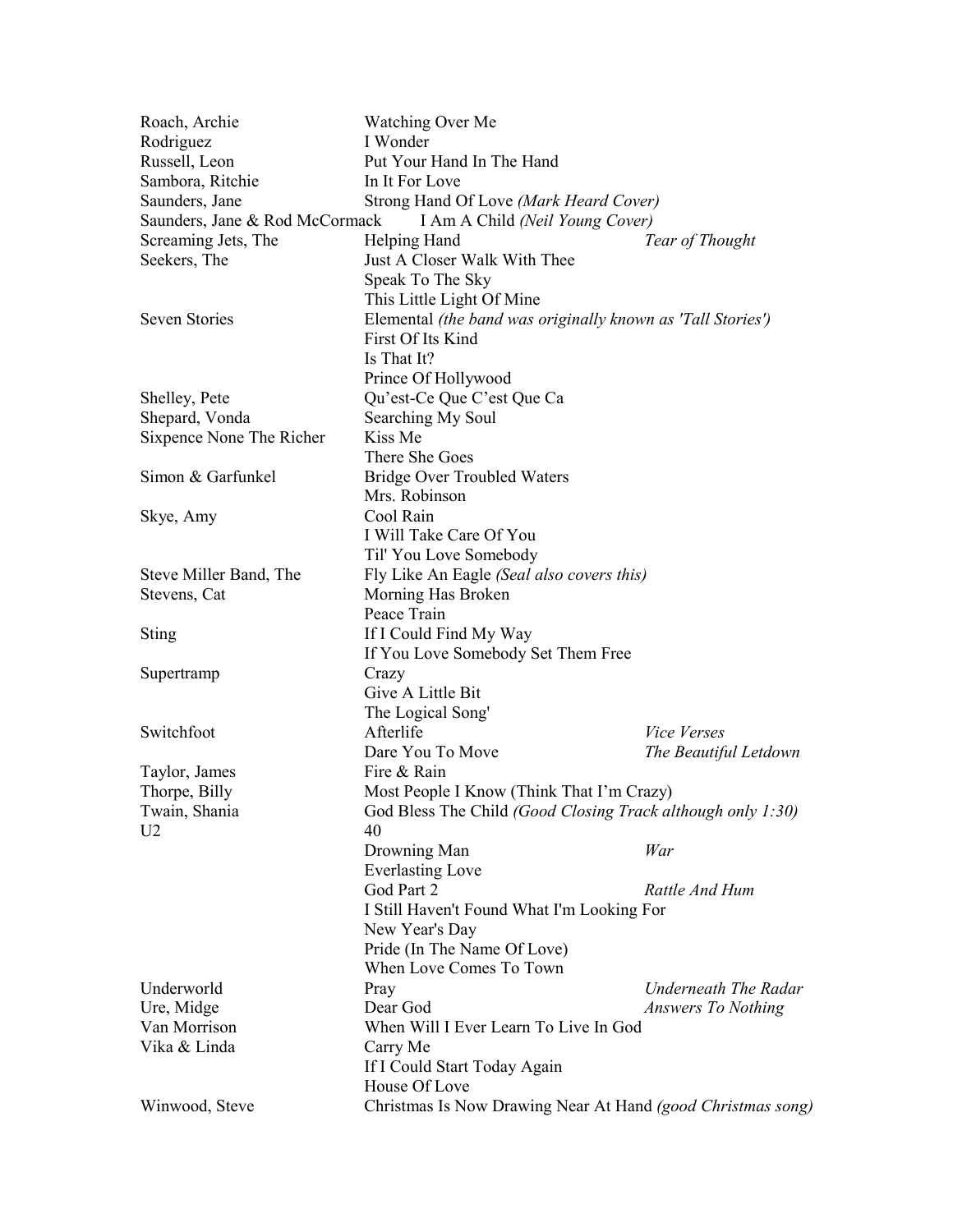| | | |
|---|---|---|
| Roach, Archie | Watching Over Me | |
| Rodriguez | I Wonder | |
| Russell, Leon | Put Your Hand In The Hand | |
| Sambora, Ritchie | In It For Love | |
| Saunders, Jane | Strong Hand Of Love *(Mark Heard Cover)* | |
| Saunders, Jane & Rod McCormack | I Am A Child *(Neil Young Cover)* | |
| Screaming Jets, The | Helping Hand | *Tear of Thought* |
| Seekers, The | Just A Closer Walk With Thee | |
| | Speak To The Sky | |
| | This Little Light Of Mine | |
| Seven Stories | Elemental *(the band was originally known as 'Tall Stories')* | |
| | First Of Its Kind | |
| | Is That It? | |
| | Prince Of Hollywood | |
| Shelley, Pete | Qu'est-Ce Que C'est Que Ca | |
| Shepard, Vonda | Searching My Soul | |
| Sixpence None The Richer | Kiss Me | |
| | There She Goes | |
| Simon & Garfunkel | Bridge Over Troubled Waters | |
| | Mrs. Robinson | |
| Skye, Amy | Cool Rain | |
| | I Will Take Care Of You | |
| | Til' You Love Somebody | |
| Steve Miller Band, The | Fly Like An Eagle *(Seal also covers this)* | |
| Stevens, Cat | Morning Has Broken | |
| | Peace Train | |
| Sting | If I Could Find My Way | |
| | If You Love Somebody Set Them Free | |
| Supertramp | Crazy | |
| | Give A Little Bit | |
| | The Logical Song' | |
| Switchfoot | Afterlife | *Vice Verses* |
| | Dare You To Move | *The Beautiful Letdown* |
| Taylor, James | Fire & Rain | |
| Thorpe, Billy | Most People I Know (Think That I'm Crazy) | |
| Twain, Shania | God Bless The Child *(Good Closing Track although only 1:30)* | |
| U2 | 40 | |
| | Drowning Man | *War* |
| | Everlasting Love | |
| | God Part 2 | *Rattle And Hum* |
| | I Still Haven't Found What I'm Looking For | |
| | New Year's Day | |
| | Pride (In The Name Of Love) | |
| | When Love Comes To Town | |
| Underworld | Pray | *Underneath The Radar* |
| Ure, Midge | Dear God | *Answers To Nothing* |
| Van Morrison | When Will I Ever Learn To Live In God | |
| Vika & Linda | Carry Me | |
| | If I Could Start Today Again | |
| | House Of Love | |
| Winwood, Steve | Christmas Is Now Drawing Near At Hand *(good Christmas song)* | |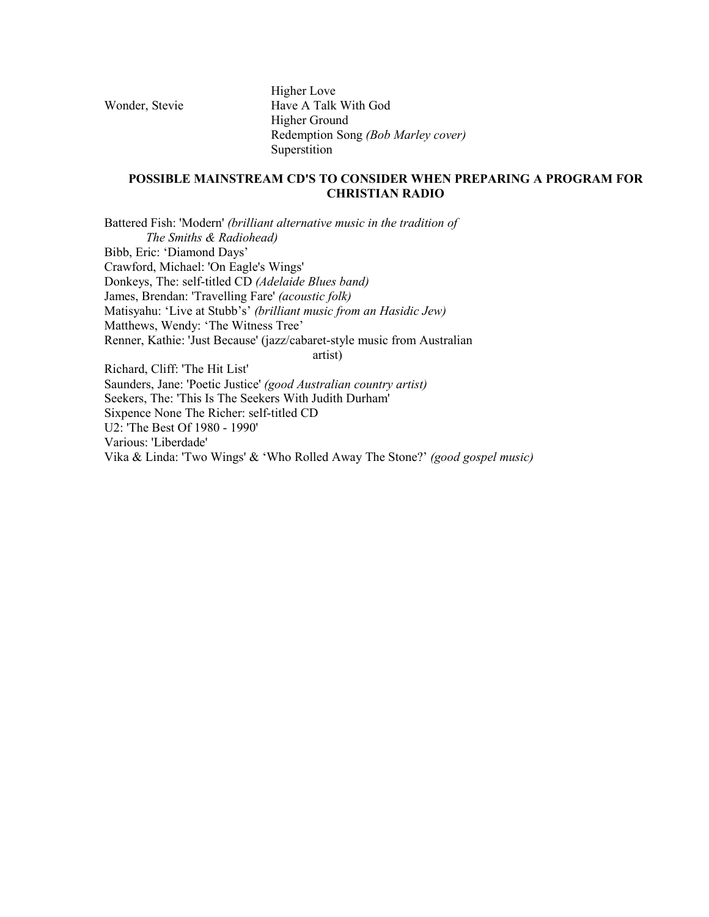| | |
|---|---|
| | Higher Love |
| Wonder, Stevie | Have A Talk With God |
| | Higher Ground |
| | Redemption Song *(Bob Marley cover)* |
| | Superstition |

**POSSIBLE MAINSTREAM CD'S TO CONSIDER WHEN PREPARING A PROGRAM FOR CHRISTIAN RADIO**

Battered Fish: 'Modern' *(brilliant alternative music in the tradition of The Smiths & Radiohead)*
Bibb, Eric: 'Diamond Days'
Crawford, Michael: 'On Eagle's Wings'
Donkeys, The: self-titled CD *(Adelaide Blues band)*
James, Brendan: 'Travelling Fare' *(acoustic folk)*
Matisyahu: 'Live at Stubb's' *(brilliant music from an Hasidic Jew)*
Matthews, Wendy: 'The Witness Tree'
Renner, Kathie: 'Just Because' (jazz/cabaret-style music from Australian artist)
Richard, Cliff: 'The Hit List'
Saunders, Jane: 'Poetic Justice' *(good Australian country artist)*
Seekers, The: 'This Is The Seekers With Judith Durham'
Sixpence None The Richer: self-titled CD
U2: 'The Best Of 1980 - 1990'
Various: 'Liberdade'
Vika & Linda: 'Two Wings' & 'Who Rolled Away The Stone?' *(good gospel music)*